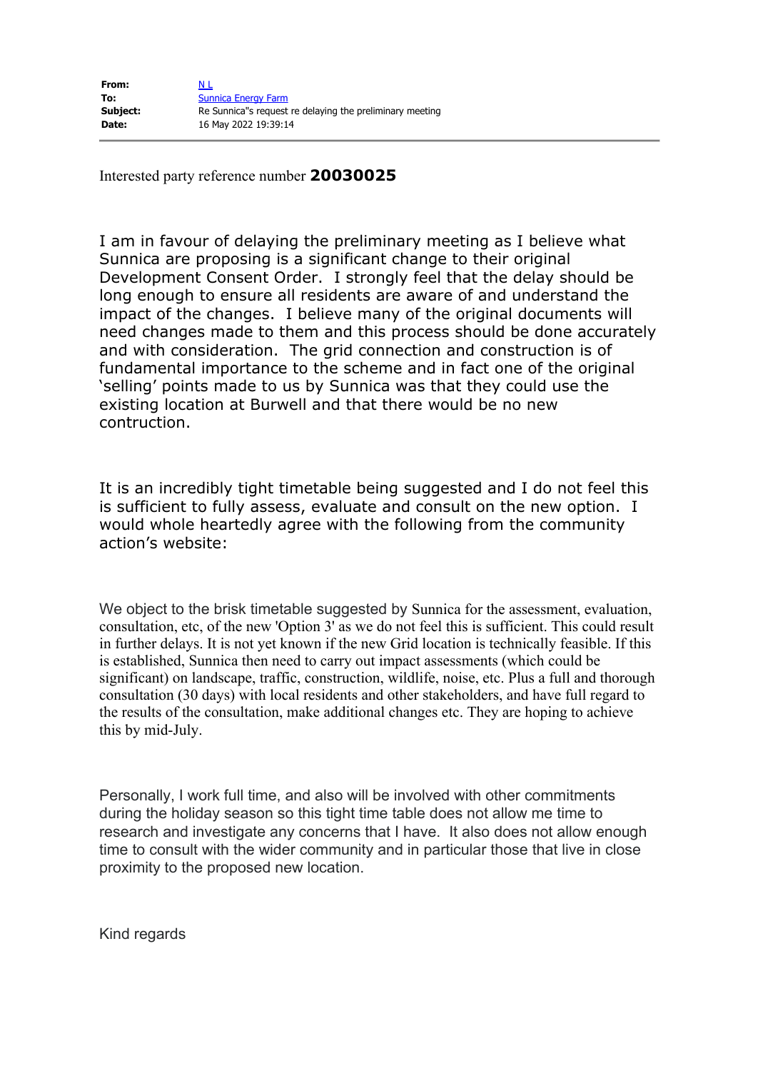| | |
|---|---|
| **From:** | N L |
| **To:** | Sunnica Energy Farm |
| **Subject:** | Re Sunnica"s request re delaying the preliminary meeting |
| **Date:** | 16 May 2022 19:39:14 |

Interested party reference number **20030025**

I am in favour of delaying the preliminary meeting as I believe what Sunnica are proposing is a significant change to their original Development Consent Order. I strongly feel that the delay should be long enough to ensure all residents are aware of and understand the impact of the changes. I believe many of the original documents will need changes made to them and this process should be done accurately and with consideration. The grid connection and construction is of fundamental importance to the scheme and in fact one of the original 'selling' points made to us by Sunnica was that they could use the existing location at Burwell and that there would be no new contruction.

It is an incredibly tight timetable being suggested and I do not feel this is sufficient to fully assess, evaluate and consult on the new option. I would whole heartedly agree with the following from the community action's website:

We object to the brisk timetable suggested by Sunnica for the assessment, evaluation, consultation, etc, of the new 'Option 3' as we do not feel this is sufficient. This could result in further delays. It is not yet known if the new Grid location is technically feasible. If this is established, Sunnica then need to carry out impact assessments (which could be significant) on landscape, traffic, construction, wildlife, noise, etc. Plus a full and thorough consultation (30 days) with local residents and other stakeholders, and have full regard to the results of the consultation, make additional changes etc. They are hoping to achieve this by mid-July.

Personally, I work full time, and also will be involved with other commitments during the holiday season so this tight time table does not allow me time to research and investigate any concerns that I have. It also does not allow enough time to consult with the wider community and in particular those that live in close proximity to the proposed new location.

Kind regards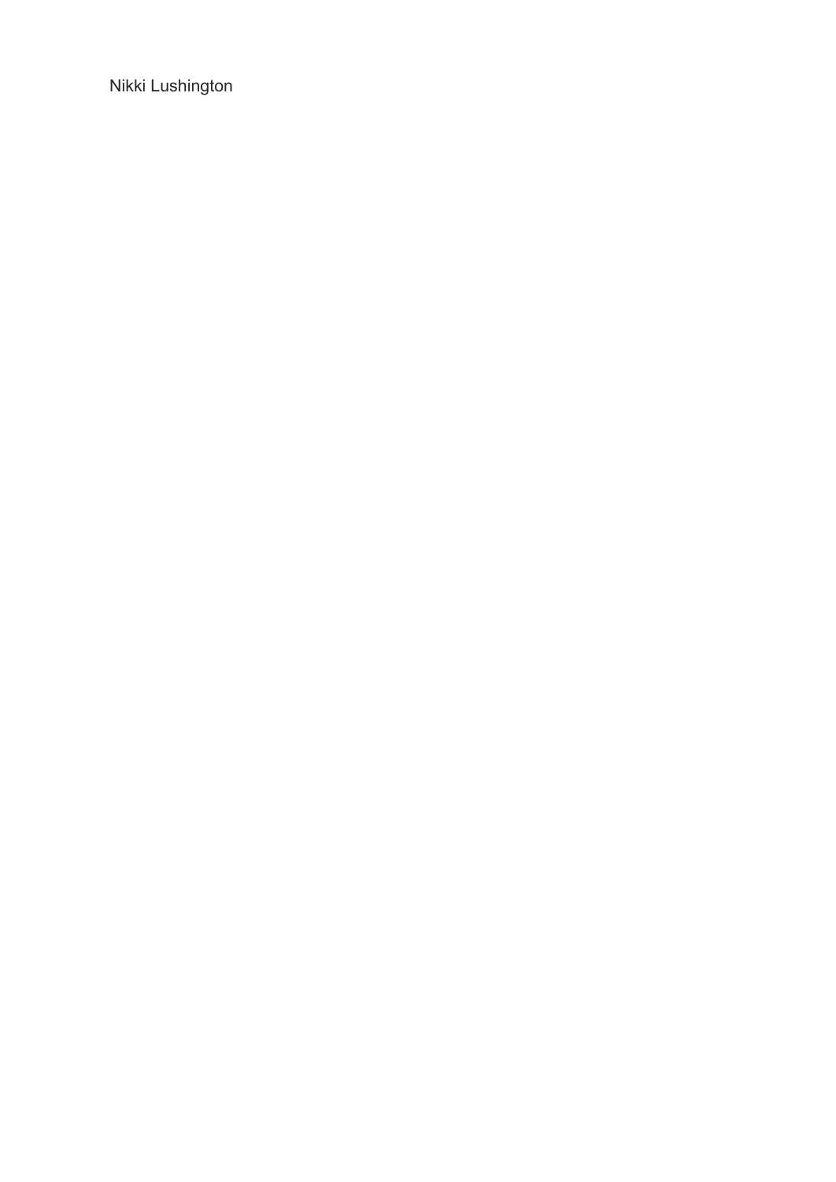Nikki Lushington